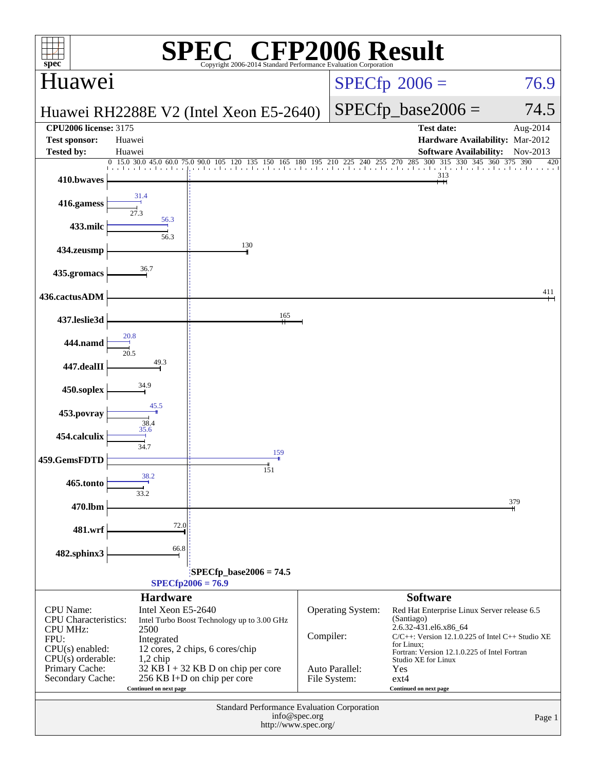# SPEC CFP2006 Result

Copyright 2006-2014 Standard Performance Evaluation Corporation

## Huawei

**Huawei RH2288E V2 (Intel Xeon E5-2640)**

SPECfp 2006 = 76.9

SPECfp_base2006 = 74.5

| | | | |
|---|---|---|---|
| **CPU2006 license:** 3175 | | **Test date:** | Aug-2014 |
| **Test sponsor:** | Huawei | **Hardware Availability:** | Mar-2012 |
| **Tested by:** | Huawei | **Software Availability:** | Nov-2013 |

| Benchmark | Peak | Base |
|---|---|---|
| 410.bwaves | 313 | 313 |
| 416.gamess | 31.4 | 27.3 |
| 433.milc | 56.3 | 56.3 |
| 434.zeusmp | 130 | 130 |
| 435.gromacs | 36.7 | 36.7 |
| 436.cactusADM | 411 | 411 |
| 437.leslie3d | 165 | 165 |
| 444.namd | 20.8 | 20.5 |
| 447.dealII | 49.3 | 49.3 |
| 450.soplex | 34.9 | 34.9 |
| 453.povray | 45.5 | 38.4 |
| 454.calculix | 35.6 | 34.7 |
| 459.GemsFDTD | 159 | 151 |
| 465.tonto | 38.2 | 33.2 |
| 470.lbm | 379 | 379 |
| 481.wrf | 72.0 | 72.0 |
| 482.sphinx3 | 66.8 | 66.8 |

SPECfp_base2006 = 74.5

SPECfp2006 = 76.9

### Hardware

| | |
|---|---|
| CPU Name: | Intel Xeon E5-2640 |
| CPU Characteristics: | Intel Turbo Boost Technology up to 3.00 GHz |
| CPU MHz: | 2500 |
| FPU: | Integrated |
| CPU(s) enabled: | 12 cores, 2 chips, 6 cores/chip |
| CPU(s) orderable: | 1,2 chip |
| Primary Cache: | 32 KB I + 32 KB D on chip per core |
| Secondary Cache: | 256 KB I+D on chip per core |

Continued on next page

### Software

| | |
|---|---|
| Operating System: | Red Hat Enterprise Linux Server release 6.5 (Santiago) 2.6.32-431.el6.x86_64 |
| Compiler: | C/C++: Version 12.1.0.225 of Intel C++ Studio XE for Linux; Fortran: Version 12.1.0.225 of Intel Fortran Studio XE for Linux |
| Auto Parallel: | Yes |
| File System: | ext4 |

Continued on next page

Standard Performance Evaluation Corporation
info@spec.org
http://www.spec.org/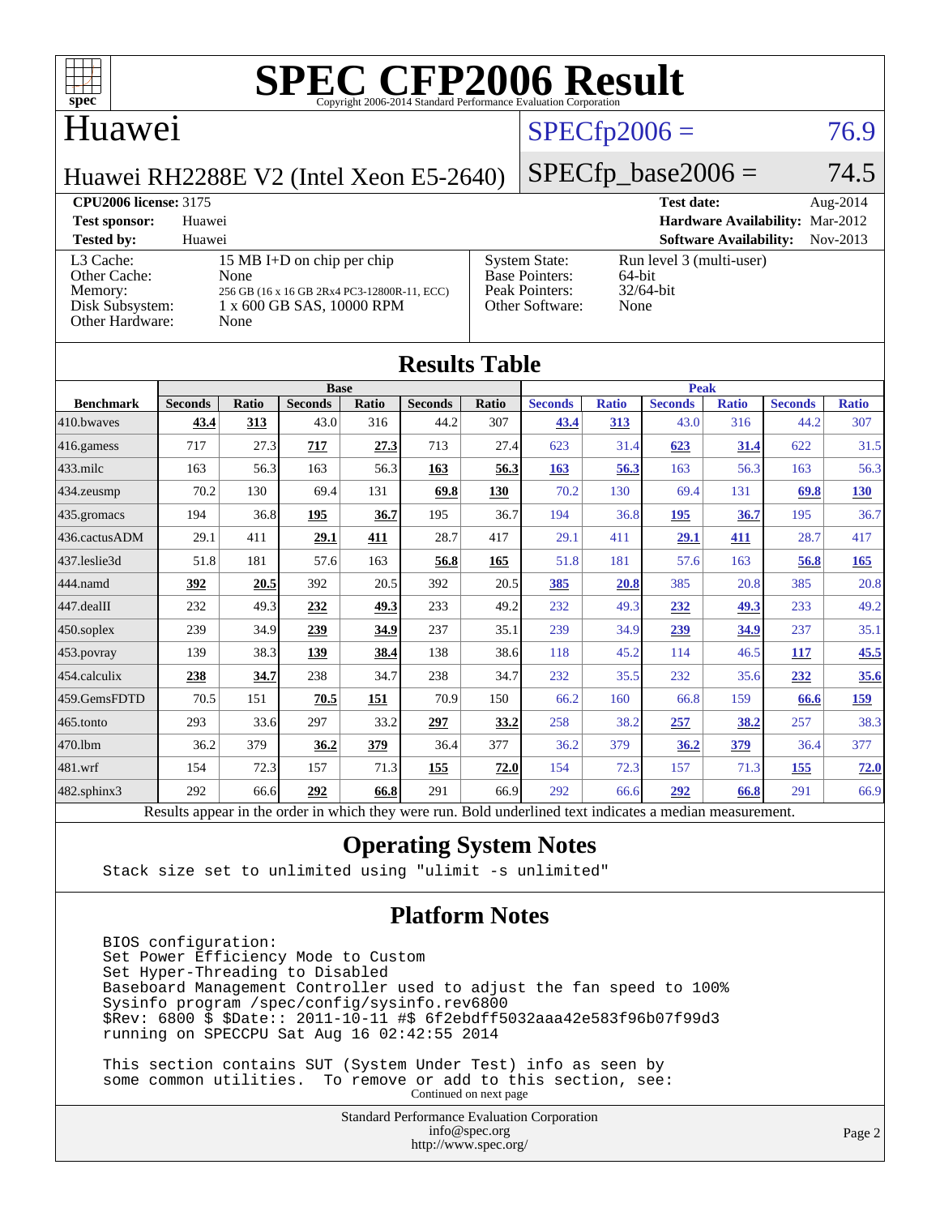# SPEC CFP2006 Result

Copyright 2006-2014 Standard Performance Evaluation Corporation

## Huawei

Huawei RH2288E V2 (Intel Xeon E5-2640)

SPECfp2006 = 76.9

SPECfp_base2006 = 74.5

| | | | |
|---|---|---|---|
| **CPU2006 license:** 3175 | | **Test date:** | Aug-2014 |
| **Test sponsor:** | Huawei | **Hardware Availability:** | Mar-2012 |
| **Tested by:** | Huawei | **Software Availability:** | Nov-2013 |

| | | | |
|---|---|---|---|
| L3 Cache: | 15 MB I+D on chip per chip | System State: | Run level 3 (multi-user) |
| Other Cache: | None | Base Pointers: | 64-bit |
| Memory: | 256 GB (16 x 16 GB 2Rx4 PC3-12800R-11, ECC) | Peak Pointers: | 32/64-bit |
| Disk Subsystem: | 1 x 600 GB SAS, 10000 RPM | Other Software: | None |
| Other Hardware: | None | | |

## Results Table

| | Base | | | | | | Peak | | | | | |
|---|---|---|---|---|---|---|---|---|---|---|---|---|
| **Benchmark** | **Seconds** | **Ratio** | **Seconds** | **Ratio** | **Seconds** | **Ratio** | **Seconds** | **Ratio** | **Seconds** | **Ratio** | **Seconds** | **Ratio** |
| 410.bwaves | **43.4** | **313** | 43.0 | 316 | 44.2 | 307 | **43.4** | **313** | 43.0 | 316 | 44.2 | 307 |
| 416.gamess | 717 | 27.3 | **717** | **27.3** | 713 | 27.4 | 623 | 31.4 | **623** | **31.4** | 622 | 31.5 |
| 433.milc | 163 | 56.3 | 163 | 56.3 | **163** | **56.3** | **163** | **56.3** | 163 | 56.3 | 163 | 56.3 |
| 434.zeusmp | 70.2 | 130 | 69.4 | 131 | **69.8** | **130** | 70.2 | 130 | 69.4 | 131 | **69.8** | **130** |
| 435.gromacs | 194 | 36.8 | **195** | **36.7** | 195 | 36.7 | 194 | 36.8 | **195** | **36.7** | 195 | 36.7 |
| 436.cactusADM | 29.1 | 411 | **29.1** | **411** | 28.7 | 417 | 29.1 | 411 | **29.1** | **411** | 28.7 | 417 |
| 437.leslie3d | 51.8 | 181 | 57.6 | 163 | **56.8** | **165** | 51.8 | 181 | 57.6 | 163 | **56.8** | **165** |
| 444.namd | **392** | **20.5** | 392 | 20.5 | 392 | 20.5 | **385** | **20.8** | 385 | 20.8 | 385 | 20.8 |
| 447.dealII | 232 | 49.3 | **232** | **49.3** | 233 | 49.2 | 232 | 49.3 | **232** | **49.3** | 233 | 49.2 |
| 450.soplex | 239 | 34.9 | **239** | **34.9** | 237 | 35.1 | 239 | 34.9 | **239** | **34.9** | 237 | 35.1 |
| 453.povray | 139 | 38.3 | **139** | **38.4** | 138 | 38.6 | 118 | 45.2 | 114 | 46.5 | **117** | **45.5** |
| 454.calculix | **238** | **34.7** | 238 | 34.7 | 238 | 34.7 | 232 | 35.5 | 232 | 35.6 | **232** | **35.6** |
| 459.GemsFDTD | 70.5 | 151 | **70.5** | **151** | 70.9 | 150 | 66.2 | 160 | 66.8 | 159 | **66.6** | **159** |
| 465.tonto | 293 | 33.6 | 297 | 33.2 | **297** | **33.2** | 258 | 38.2 | **257** | **38.2** | 257 | 38.3 |
| 470.lbm | 36.2 | 379 | **36.2** | **379** | 36.4 | 377 | 36.2 | 379 | **36.2** | **379** | 36.4 | 377 |
| 481.wrf | 154 | 72.3 | 157 | 71.3 | **155** | **72.0** | 154 | 72.3 | 157 | 71.3 | **155** | **72.0** |
| 482.sphinx3 | 292 | 66.6 | **292** | **66.8** | 291 | 66.9 | 292 | 66.6 | **292** | **66.8** | 291 | 66.9 |

Results appear in the order in which they were run. Bold underlined text indicates a median measurement.

## Operating System Notes

```
Stack size set to unlimited using "ulimit -s unlimited"
```

## Platform Notes

```
BIOS configuration:
Set Power Efficiency Mode to Custom
Set Hyper-Threading to Disabled
Baseboard Management Controller used to adjust the fan speed to 100%
Sysinfo program /spec/config/sysinfo.rev6800
$Rev: 6800 $ $Date:: 2011-10-11 #$ 6f2ebdff5032aaa42e583f96b07f99d3
running on SPECCPU Sat Aug 16 02:42:55 2014

This section contains SUT (System Under Test) info as seen by
some common utilities.  To remove or add to this section, see:
```

Continued on next page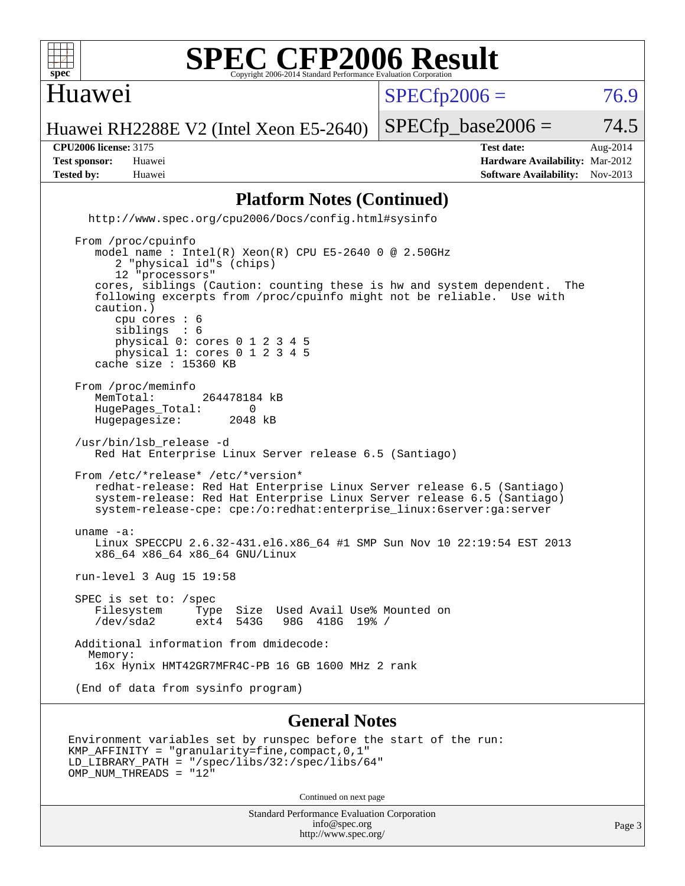## Platform Notes (Continued)

```
  http://www.spec.org/cpu2006/Docs/config.html#sysinfo

From /proc/cpuinfo
   model name : Intel(R) Xeon(R) CPU E5-2640 0 @ 2.50GHz
      2 "physical id"s (chips)
      12 "processors"
   cores, siblings (Caution: counting these is hw and system dependent.  The
   following excerpts from /proc/cpuinfo might not be reliable.  Use with
   caution.)
      cpu cores : 6
      siblings  : 6
      physical 0: cores 0 1 2 3 4 5
      physical 1: cores 0 1 2 3 4 5
   cache size : 15360 KB

From /proc/meminfo
   MemTotal:       264478184 kB
   HugePages_Total:       0
   Hugepagesize:       2048 kB

/usr/bin/lsb_release -d
   Red Hat Enterprise Linux Server release 6.5 (Santiago)

From /etc/*release* /etc/*version*
   redhat-release: Red Hat Enterprise Linux Server release 6.5 (Santiago)
   system-release: Red Hat Enterprise Linux Server release 6.5 (Santiago)
   system-release-cpe: cpe:/o:redhat:enterprise_linux:6server:ga:server

uname -a:
   Linux SPECCPU 2.6.32-431.el6.x86_64 #1 SMP Sun Nov 10 22:19:54 EST 2013
   x86_64 x86_64 x86_64 GNU/Linux

run-level 3 Aug 15 19:58

SPEC is set to: /spec
   Filesystem     Type  Size  Used Avail Use% Mounted on
   /dev/sda2      ext4  543G   98G  418G  19% /

Additional information from dmidecode:
  Memory:
   16x Hynix HMT42GR7MFR4C-PB 16 GB 1600 MHz 2 rank

(End of data from sysinfo program)
```

## General Notes

```
Environment variables set by runspec before the start of the run:
KMP_AFFINITY = "granularity=fine,compact,0,1"
LD_LIBRARY_PATH = "/spec/libs/32:/spec/libs/64"
OMP_NUM_THREADS = "12"
```

Continued on next page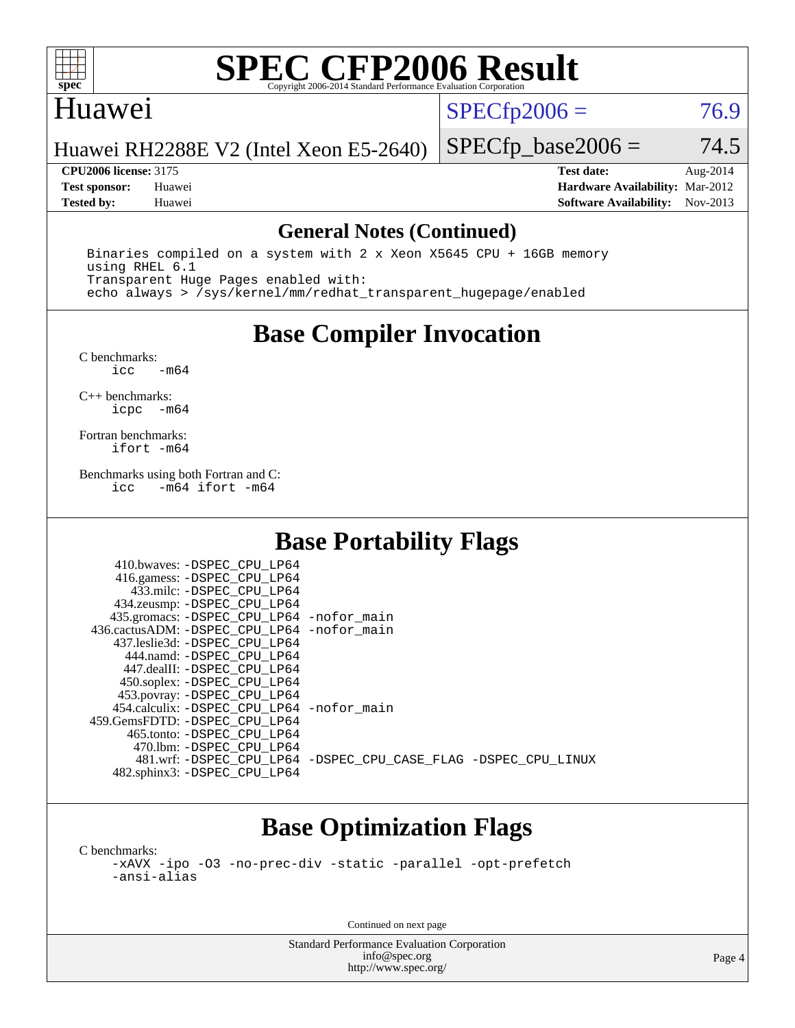# SPEC CFP2006 Result

Copyright 2006-2014 Standard Performance Evaluation Corporation

## Huawei

Huawei RH2288E V2 (Intel Xeon E5-2640)

SPECfp2006 = 76.9

SPECfp_base2006 = 74.5

**CPU2006 license:** 3175
**Test sponsor:** Huawei
**Tested by:** Huawei

**Test date:** Aug-2014
**Hardware Availability:** Mar-2012
**Software Availability:** Nov-2013

## General Notes (Continued)

```
Binaries compiled on a system with 2 x Xeon X5645 CPU + 16GB memory
using RHEL 6.1
Transparent Huge Pages enabled with:
echo always > /sys/kernel/mm/redhat_transparent_hugepage/enabled
```

## Base Compiler Invocation

C benchmarks:
```
icc   -m64
```

C++ benchmarks:
```
icpc  -m64
```

Fortran benchmarks:
```
ifort -m64
```

Benchmarks using both Fortran and C:
```
icc   -m64 ifort -m64
```

## Base Portability Flags

```
   410.bwaves: -DSPEC_CPU_LP64
   416.gamess: -DSPEC_CPU_LP64
     433.milc: -DSPEC_CPU_LP64
   434.zeusmp: -DSPEC_CPU_LP64
  435.gromacs: -DSPEC_CPU_LP64 -nofor_main
436.cactusADM: -DSPEC_CPU_LP64 -nofor_main
  437.leslie3d: -DSPEC_CPU_LP64
     444.namd: -DSPEC_CPU_LP64
   447.dealII: -DSPEC_CPU_LP64
   450.soplex: -DSPEC_CPU_LP64
   453.povray: -DSPEC_CPU_LP64
 454.calculix: -DSPEC_CPU_LP64 -nofor_main
459.GemsFDTD: -DSPEC_CPU_LP64
    465.tonto: -DSPEC_CPU_LP64
      470.lbm: -DSPEC_CPU_LP64
      481.wrf: -DSPEC_CPU_LP64 -DSPEC_CPU_CASE_FLAG -DSPEC_CPU_LINUX
  482.sphinx3: -DSPEC_CPU_LP64
```

## Base Optimization Flags

C benchmarks:
```
-xAVX -ipo -O3 -no-prec-div -static -parallel -opt-prefetch
-ansi-alias
```

Continued on next page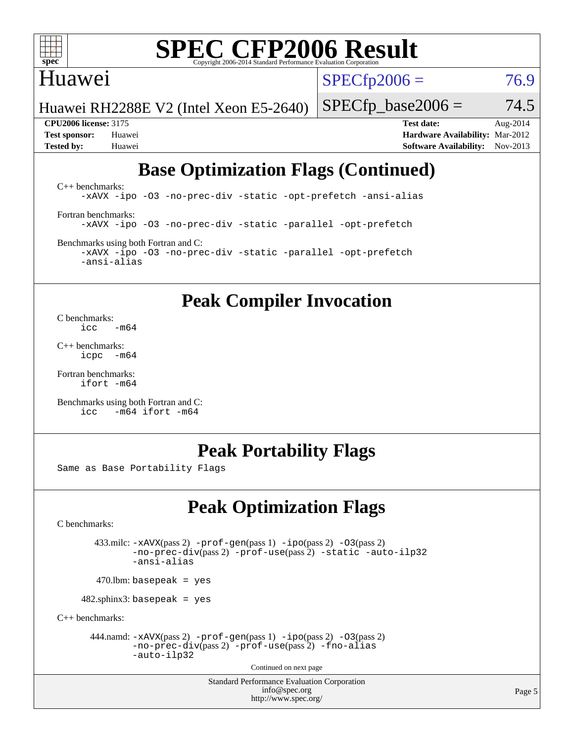# SPEC CFP2006 Result

Copyright 2006-2014 Standard Performance Evaluation Corporation

## Huawei

Huawei RH2288E V2 (Intel Xeon E5-2640)

SPECfp2006 = 76.9

SPECfp_base2006 = 74.5

**CPU2006 license:** 3175
**Test sponsor:** Huawei
**Tested by:** Huawei

**Test date:** Aug-2014
**Hardware Availability:** Mar-2012
**Software Availability:** Nov-2013

## Base Optimization Flags (Continued)

C++ benchmarks:

```
-xAVX -ipo -O3 -no-prec-div -static -opt-prefetch -ansi-alias
```

Fortran benchmarks:

```
-xAVX -ipo -O3 -no-prec-div -static -parallel -opt-prefetch
```

Benchmarks using both Fortran and C:

```
-xAVX -ipo -O3 -no-prec-div -static -parallel -opt-prefetch
-ansi-alias
```

## Peak Compiler Invocation

C benchmarks:

```
icc   -m64
```

C++ benchmarks:

```
icpc  -m64
```

Fortran benchmarks:

```
ifort -m64
```

Benchmarks using both Fortran and C:

```
icc   -m64 ifort -m64
```

## Peak Portability Flags

Same as Base Portability Flags

## Peak Optimization Flags

C benchmarks:

433.milc: -xAVX(pass 2) -prof-gen(pass 1) -ipo(pass 2) -O3(pass 2) -no-prec-div(pass 2) -prof-use(pass 2) -static -auto-ilp32 -ansi-alias

470.lbm: basepeak = yes

482.sphinx3: basepeak = yes

C++ benchmarks:

444.namd: -xAVX(pass 2) -prof-gen(pass 1) -ipo(pass 2) -O3(pass 2) -no-prec-div(pass 2) -prof-use(pass 2) -fno-alias -auto-ilp32

Continued on next page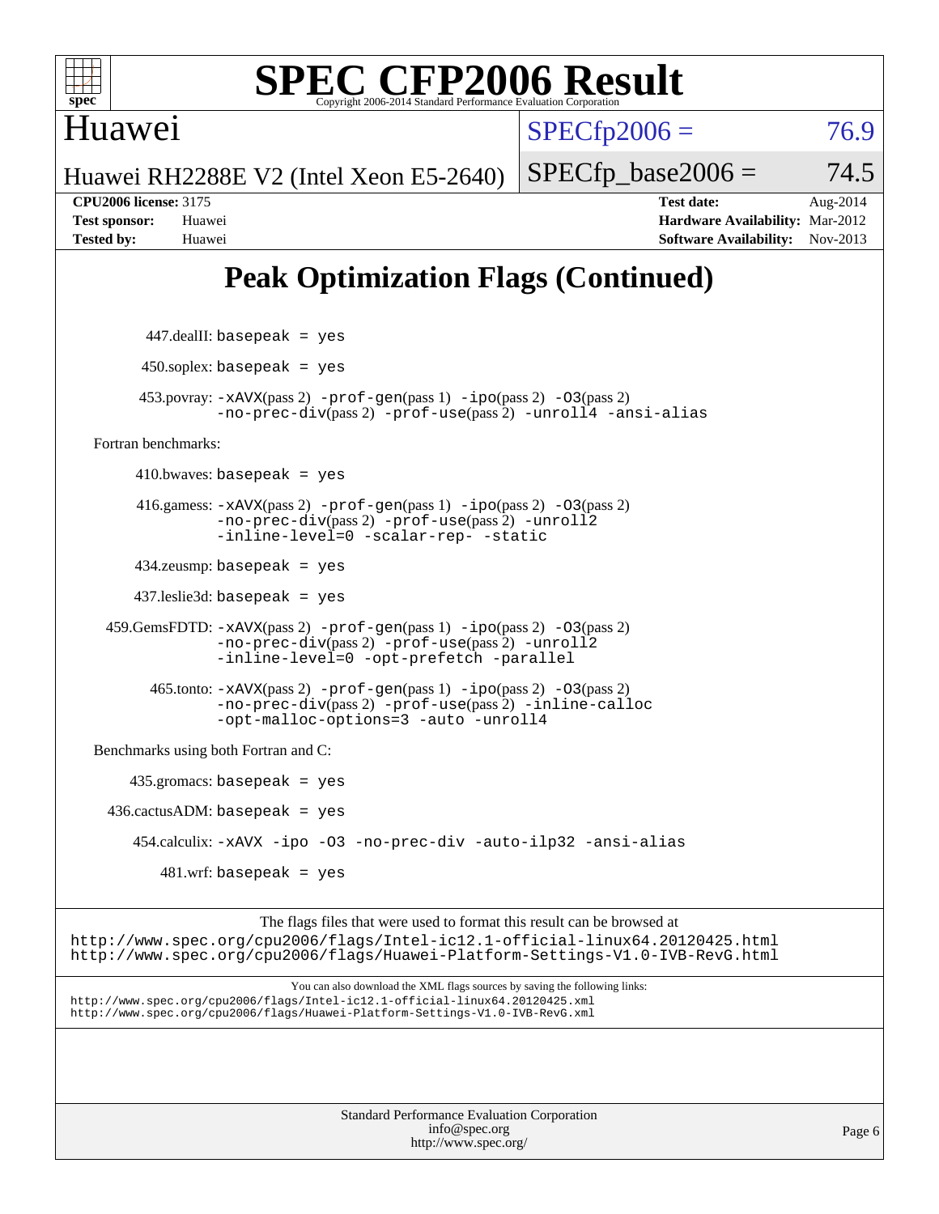# SPEC CFP2006 Result

Copyright 2006-2014 Standard Performance Evaluation Corporation

**Huawei**

Huawei RH2288E V2 (Intel Xeon E5-2640)

SPECfp2006 = 76.9

SPECfp_base2006 = 74.5

| | | | |
|---|---|---|---|
| **CPU2006 license:** 3175 | | **Test date:** | Aug-2014 |
| **Test sponsor:** | Huawei | **Hardware Availability:** | Mar-2012 |
| **Tested by:** | Huawei | **Software Availability:** | Nov-2013 |

## Peak Optimization Flags (Continued)

447.dealII: `basepeak = yes`

450.soplex: `basepeak = yes`

453.povray: `-xAVX`(pass 2) `-prof-gen`(pass 1) `-ipo`(pass 2) `-O3`(pass 2) `-no-prec-div`(pass 2) `-prof-use`(pass 2) `-unroll4 -ansi-alias`

Fortran benchmarks:

410.bwaves: `basepeak = yes`

416.gamess: `-xAVX`(pass 2) `-prof-gen`(pass 1) `-ipo`(pass 2) `-O3`(pass 2) `-no-prec-div`(pass 2) `-prof-use`(pass 2) `-unroll2 -inline-level=0 -scalar-rep- -static`

434.zeusmp: `basepeak = yes`

437.leslie3d: `basepeak = yes`

459.GemsFDTD: `-xAVX`(pass 2) `-prof-gen`(pass 1) `-ipo`(pass 2) `-O3`(pass 2) `-no-prec-div`(pass 2) `-prof-use`(pass 2) `-unroll2 -inline-level=0 -opt-prefetch -parallel`

465.tonto: `-xAVX`(pass 2) `-prof-gen`(pass 1) `-ipo`(pass 2) `-O3`(pass 2) `-no-prec-div`(pass 2) `-prof-use`(pass 2) `-inline-calloc -opt-malloc-options=3 -auto -unroll4`

Benchmarks using both Fortran and C:

435.gromacs: `basepeak = yes`

436.cactusADM: `basepeak = yes`

454.calculix: `-xAVX -ipo -O3 -no-prec-div -auto-ilp32 -ansi-alias`

481.wrf: `basepeak = yes`

The flags files that were used to format this result can be browsed at
http://www.spec.org/cpu2006/flags/Intel-ic12.1-official-linux64.20120425.html
http://www.spec.org/cpu2006/flags/Huawei-Platform-Settings-V1.0-IVB-RevG.html

You can also download the XML flags sources by saving the following links:
http://www.spec.org/cpu2006/flags/Intel-ic12.1-official-linux64.20120425.xml
http://www.spec.org/cpu2006/flags/Huawei-Platform-Settings-V1.0-IVB-RevG.xml

Standard Performance Evaluation Corporation
info@spec.org
http://www.spec.org/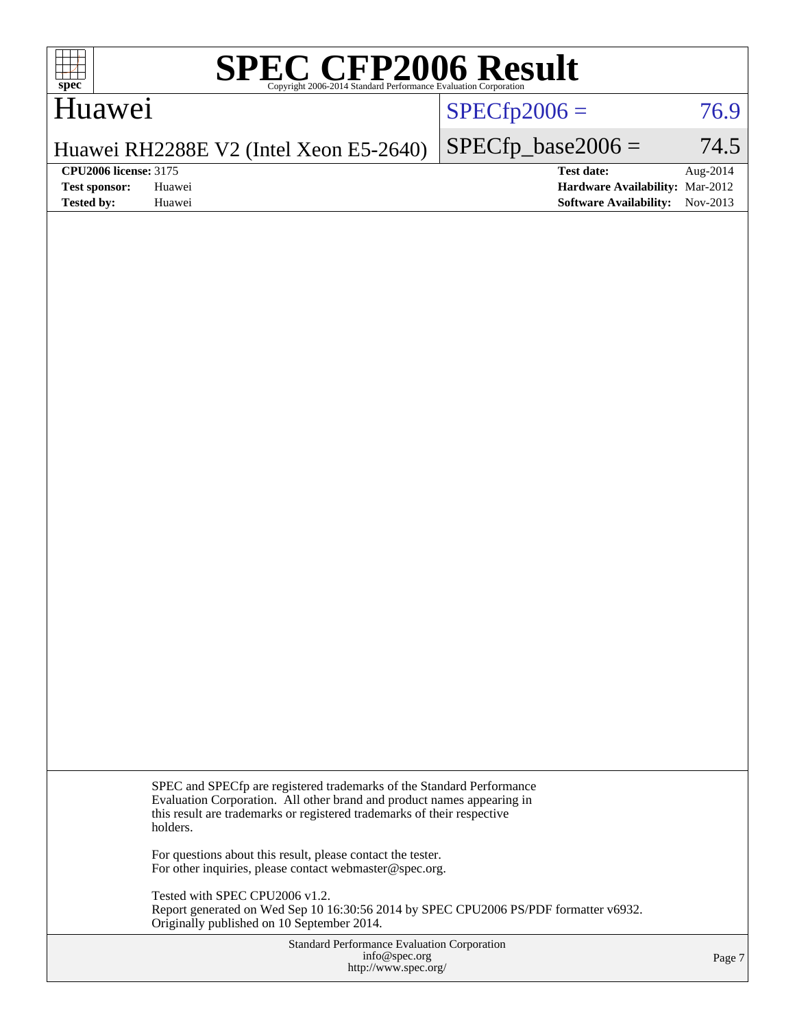SPEC and SPECfp are registered trademarks of the Standard Performance Evaluation Corporation. All other brand and product names appearing in this result are trademarks or registered trademarks of their respective holders.

For questions about this result, please contact the tester.
For other inquiries, please contact webmaster@spec.org.

Tested with SPEC CPU2006 v1.2.
Report generated on Wed Sep 10 16:30:56 2014 by SPEC CPU2006 PS/PDF formatter v6932.
Originally published on 10 September 2014.